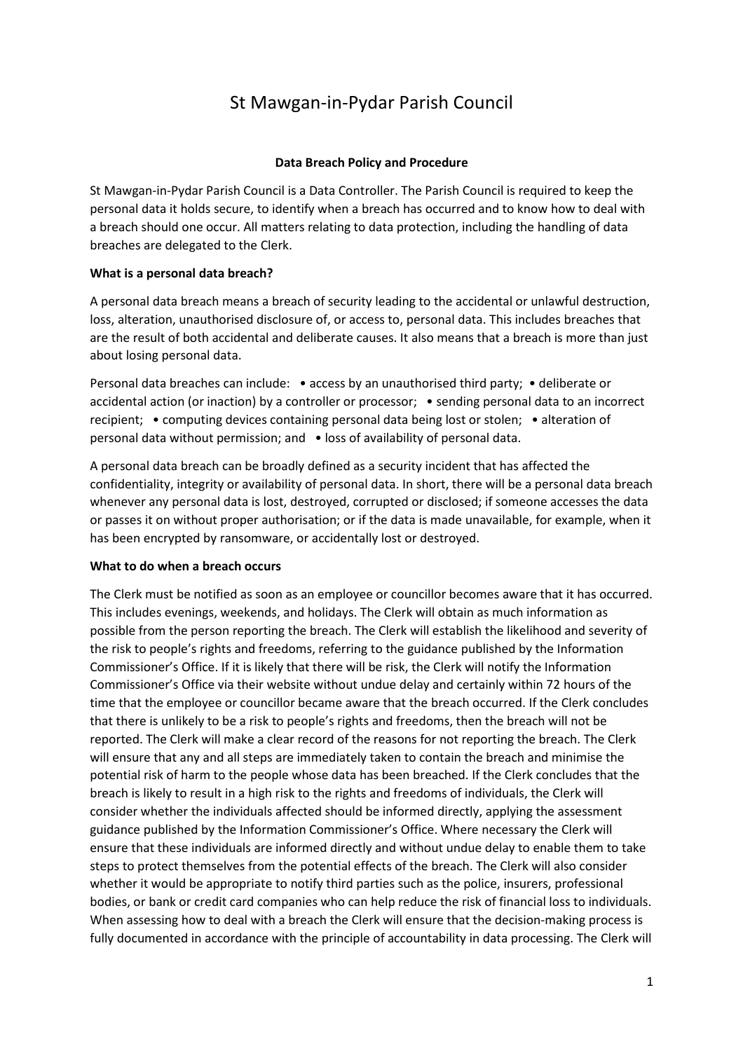# St Mawgan-in-Pydar Parish Council

**Data Breach Policy and Procedure**

St Mawgan-in-Pydar Parish Council is a Data Controller. The Parish Council is required to keep the personal data it holds secure, to identify when a breach has occurred and to know how to deal with a breach should one occur. All matters relating to data protection, including the handling of data breaches are delegated to the Clerk.

**What is a personal data breach?**

A personal data breach means a breach of security leading to the accidental or unlawful destruction, loss, alteration, unauthorised disclosure of, or access to, personal data. This includes breaches that are the result of both accidental and deliberate causes. It also means that a breach is more than just about losing personal data.

Personal data breaches can include: • access by an unauthorised third party; • deliberate or accidental action (or inaction) by a controller or processor; • sending personal data to an incorrect recipient; • computing devices containing personal data being lost or stolen; • alteration of personal data without permission; and • loss of availability of personal data.

A personal data breach can be broadly defined as a security incident that has affected the confidentiality, integrity or availability of personal data. In short, there will be a personal data breach whenever any personal data is lost, destroyed, corrupted or disclosed; if someone accesses the data or passes it on without proper authorisation; or if the data is made unavailable, for example, when it has been encrypted by ransomware, or accidentally lost or destroyed.

**What to do when a breach occurs**

The Clerk must be notified as soon as an employee or councillor becomes aware that it has occurred. This includes evenings, weekends, and holidays. The Clerk will obtain as much information as possible from the person reporting the breach. The Clerk will establish the likelihood and severity of the risk to people's rights and freedoms, referring to the guidance published by the Information Commissioner's Office. If it is likely that there will be risk, the Clerk will notify the Information Commissioner's Office via their website without undue delay and certainly within 72 hours of the time that the employee or councillor became aware that the breach occurred. If the Clerk concludes that there is unlikely to be a risk to people's rights and freedoms, then the breach will not be reported. The Clerk will make a clear record of the reasons for not reporting the breach. The Clerk will ensure that any and all steps are immediately taken to contain the breach and minimise the potential risk of harm to the people whose data has been breached. If the Clerk concludes that the breach is likely to result in a high risk to the rights and freedoms of individuals, the Clerk will consider whether the individuals affected should be informed directly, applying the assessment guidance published by the Information Commissioner's Office. Where necessary the Clerk will ensure that these individuals are informed directly and without undue delay to enable them to take steps to protect themselves from the potential effects of the breach. The Clerk will also consider whether it would be appropriate to notify third parties such as the police, insurers, professional bodies, or bank or credit card companies who can help reduce the risk of financial loss to individuals. When assessing how to deal with a breach the Clerk will ensure that the decision-making process is fully documented in accordance with the principle of accountability in data processing. The Clerk will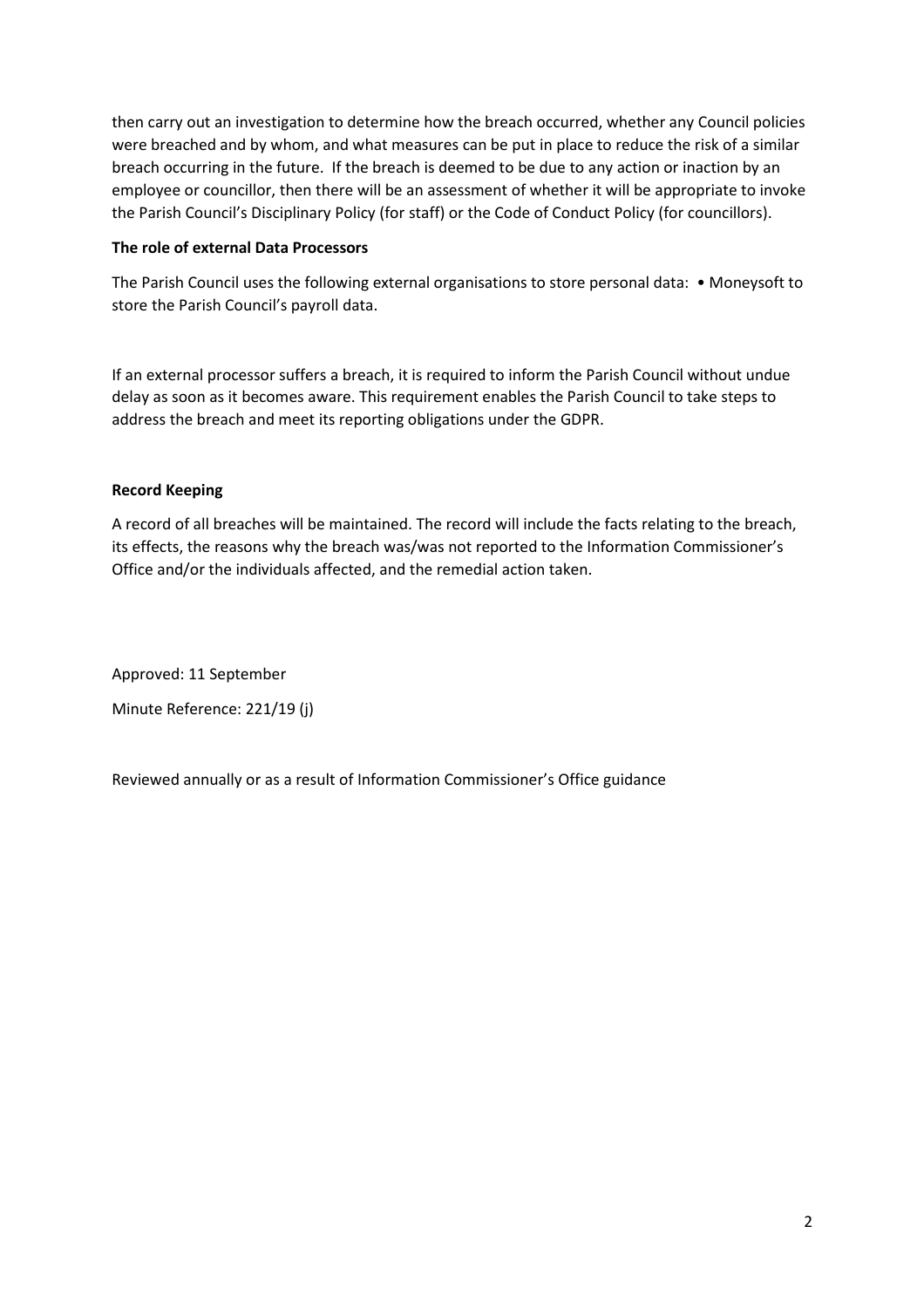then carry out an investigation to determine how the breach occurred, whether any Council policies were breached and by whom, and what measures can be put in place to reduce the risk of a similar breach occurring in the future. If the breach is deemed to be due to any action or inaction by an employee or councillor, then there will be an assessment of whether it will be appropriate to invoke the Parish Council's Disciplinary Policy (for staff) or the Code of Conduct Policy (for councillors).

**The role of external Data Processors**

The Parish Council uses the following external organisations to store personal data: • Moneysoft to store the Parish Council's payroll data.

If an external processor suffers a breach, it is required to inform the Parish Council without undue delay as soon as it becomes aware. This requirement enables the Parish Council to take steps to address the breach and meet its reporting obligations under the GDPR.

**Record Keeping**

A record of all breaches will be maintained. The record will include the facts relating to the breach, its effects, the reasons why the breach was/was not reported to the Information Commissioner's Office and/or the individuals affected, and the remedial action taken.

Approved: 11 September

Minute Reference: 221/19 (j)

Reviewed annually or as a result of Information Commissioner's Office guidance